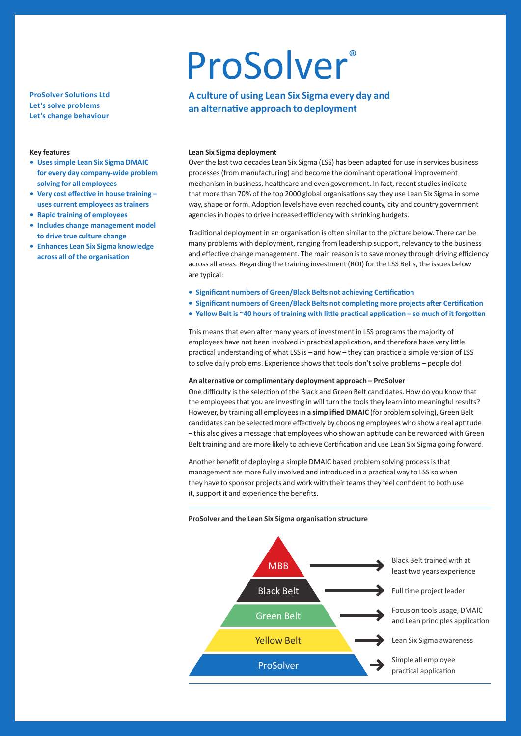# ProSolver®

## A culture of using Lean Six Sigma every day and an alternative approach to deployment

**ProSolver Solutions Ltd**
**Let's solve problems**
**Let's change behaviour**

### Key features

- **Uses simple Lean Six Sigma DMAIC for every day company-wide problem solving for all employees**
- **Very cost effective in house training – uses current employees as trainers**
- **Rapid training of employees**
- **Includes change management model to drive true culture change**
- **Enhances Lean Six Sigma knowledge across all of the organisation**

### Lean Six Sigma deployment

Over the last two decades Lean Six Sigma (LSS) has been adapted for use in services business processes (from manufacturing) and become the dominant operational improvement mechanism in business, healthcare and even government. In fact, recent studies indicate that more than 70% of the top 2000 global organisations say they use Lean Six Sigma in some way, shape or form. Adoption levels have even reached county, city and country government agencies in hopes to drive increased efficiency with shrinking budgets.

Traditional deployment in an organisation is often similar to the picture below. There can be many problems with deployment, ranging from leadership support, relevancy to the business and effective change management. The main reason is to save money through driving efficiency across all areas. Regarding the training investment (ROI) for the LSS Belts, the issues below are typical:

- **Significant numbers of Green/Black Belts not achieving Certification**
- **Significant numbers of Green/Black Belts not completing more projects after Certification**
- **Yellow Belt is ~40 hours of training with little practical application – so much of it forgotten**

This means that even after many years of investment in LSS programs the majority of employees have not been involved in practical application, and therefore have very little practical understanding of what LSS is – and how – they can practice a simple version of LSS to solve daily problems. Experience shows that tools don't solve problems – people do!

### An alternative or complimentary deployment approach – ProSolver

One difficulty is the selection of the Black and Green Belt candidates. How do you know that the employees that you are investing in will turn the tools they learn into meaningful results? However, by training all employees in **a simplified DMAIC** (for problem solving), Green Belt candidates can be selected more effectively by choosing employees who show a real aptitude – this also gives a message that employees who show an aptitude can be rewarded with Green Belt training and are more likely to achieve Certification and use Lean Six Sigma going forward.

Another benefit of deploying a simple DMAIC based problem solving process is that management are more fully involved and introduced in a practical way to LSS so when they have to sponsor projects and work with their teams they feel confident to both use it, support it and experience the benefits.

**ProSolver and the Lean Six Sigma organisation structure**

| Level | Description |
|---|---|
| MBB | Black Belt trained with at least two years experience |
| Black Belt | Full time project leader |
| Green Belt | Focus on tools usage, DMAIC and Lean principles application |
| Yellow Belt | Lean Six Sigma awareness |
| ProSolver | Simple all employee practical application |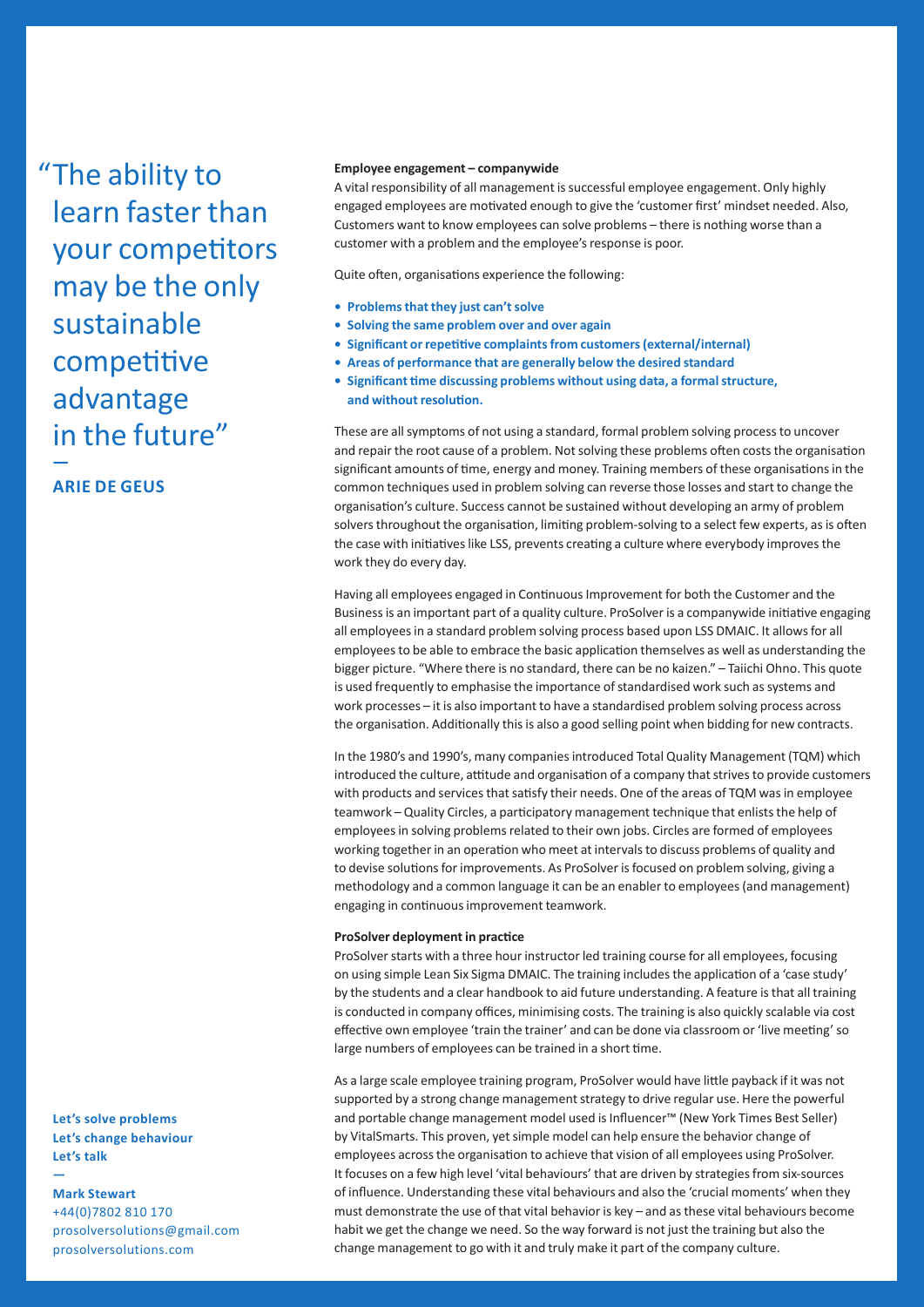> "The ability to learn faster than your competitors may be the only sustainable competitive advantage in the future"
>
> —
>
> **ARIE DE GEUS**

**Employee engagement – companywide**

A vital responsibility of all management is successful employee engagement. Only highly engaged employees are motivated enough to give the 'customer first' mindset needed. Also, Customers want to know employees can solve problems – there is nothing worse than a customer with a problem and the employee's response is poor.

Quite often, organisations experience the following:

- **Problems that they just can't solve**
- **Solving the same problem over and over again**
- **Significant or repetitive complaints from customers (external/internal)**
- **Areas of performance that are generally below the desired standard**
- **Significant time discussing problems without using data, a formal structure, and without resolution.**

These are all symptoms of not using a standard, formal problem solving process to uncover and repair the root cause of a problem. Not solving these problems often costs the organisation significant amounts of time, energy and money. Training members of these organisations in the common techniques used in problem solving can reverse those losses and start to change the organisation's culture. Success cannot be sustained without developing an army of problem solvers throughout the organisation, limiting problem-solving to a select few experts, as is often the case with initiatives like LSS, prevents creating a culture where everybody improves the work they do every day.

Having all employees engaged in Continuous Improvement for both the Customer and the Business is an important part of a quality culture. ProSolver is a companywide initiative engaging all employees in a standard problem solving process based upon LSS DMAIC. It allows for all employees to be able to embrace the basic application themselves as well as understanding the bigger picture. "Where there is no standard, there can be no kaizen." – Taiichi Ohno. This quote is used frequently to emphasise the importance of standardised work such as systems and work processes – it is also important to have a standardised problem solving process across the organisation. Additionally this is also a good selling point when bidding for new contracts.

In the 1980's and 1990's, many companies introduced Total Quality Management (TQM) which introduced the culture, attitude and organisation of a company that strives to provide customers with products and services that satisfy their needs. One of the areas of TQM was in employee teamwork – Quality Circles, a participatory management technique that enlists the help of employees in solving problems related to their own jobs. Circles are formed of employees working together in an operation who meet at intervals to discuss problems of quality and to devise solutions for improvements. As ProSolver is focused on problem solving, giving a methodology and a common language it can be an enabler to employees (and management) engaging in continuous improvement teamwork.

**ProSolver deployment in practice**

ProSolver starts with a three hour instructor led training course for all employees, focusing on using simple Lean Six Sigma DMAIC. The training includes the application of a 'case study' by the students and a clear handbook to aid future understanding. A feature is that all training is conducted in company offices, minimising costs. The training is also quickly scalable via cost effective own employee 'train the trainer' and can be done via classroom or 'live meeting' so large numbers of employees can be trained in a short time.

As a large scale employee training program, ProSolver would have little payback if it was not supported by a strong change management strategy to drive regular use. Here the powerful and portable change management model used is Influencer™ (New York Times Best Seller) by VitalSmarts. This proven, yet simple model can help ensure the behavior change of employees across the organisation to achieve that vision of all employees using ProSolver. It focuses on a few high level 'vital behaviours' that are driven by strategies from six-sources of influence. Understanding these vital behaviours and also the 'crucial moments' when they must demonstrate the use of that vital behavior is key – and as these vital behaviours become habit we get the change we need. So the way forward is not just the training but also the change management to go with it and truly make it part of the company culture.

**Let's solve problems**
**Let's change behaviour**
**Let's talk**

—

**Mark Stewart**
+44(0)7802 810 170
prosolversolutions@gmail.com
prosolversolutions.com